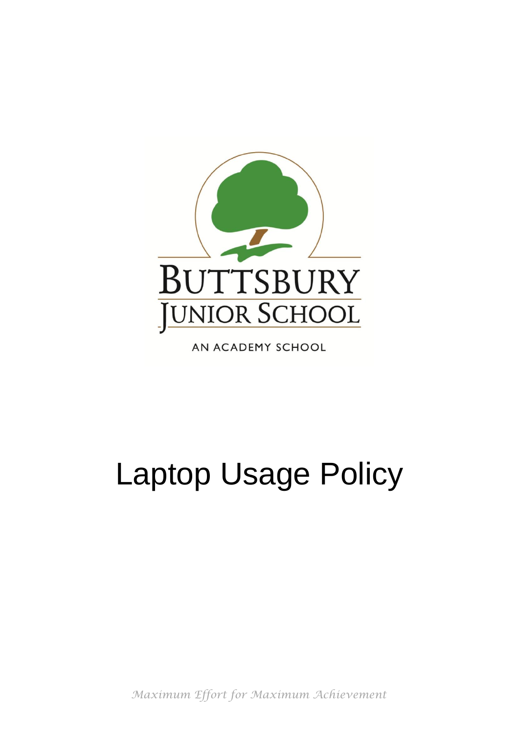BUTTSBURY
JUNIOR SCHOOL

AN ACADEMY SCHOOL

# Laptop Usage Policy

*Maximum Effort for Maximum Achievement*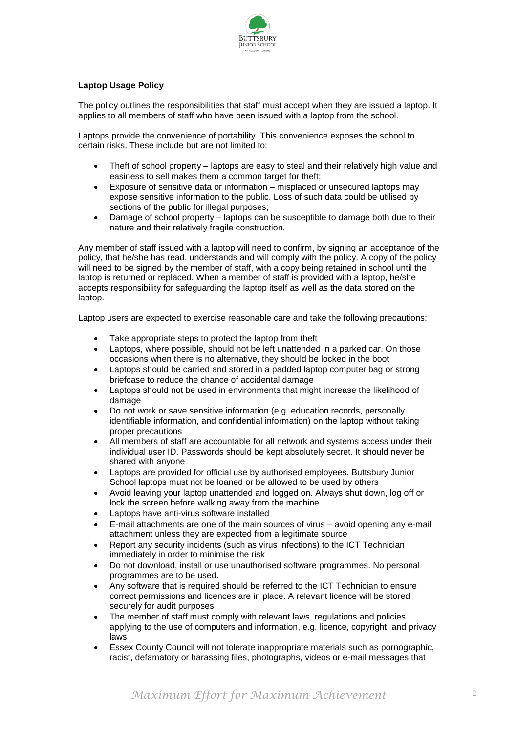**Laptop Usage Policy**

The policy outlines the responsibilities that staff must accept when they are issued a laptop. It applies to all members of staff who have been issued with a laptop from the school.

Laptops provide the convenience of portability. This convenience exposes the school to certain risks. These include but are not limited to:

- Theft of school property – laptops are easy to steal and their relatively high value and easiness to sell makes them a common target for theft;
- Exposure of sensitive data or information – misplaced or unsecured laptops may expose sensitive information to the public. Loss of such data could be utilised by sections of the public for illegal purposes;
- Damage of school property – laptops can be susceptible to damage both due to their nature and their relatively fragile construction.

Any member of staff issued with a laptop will need to confirm, by signing an acceptance of the policy, that he/she has read, understands and will comply with the policy. A copy of the policy will need to be signed by the member of staff, with a copy being retained in school until the laptop is returned or replaced. When a member of staff is provided with a laptop, he/she accepts responsibility for safeguarding the laptop itself as well as the data stored on the laptop.

Laptop users are expected to exercise reasonable care and take the following precautions:

- Take appropriate steps to protect the laptop from theft
- Laptops, where possible, should not be left unattended in a parked car. On those occasions when there is no alternative, they should be locked in the boot
- Laptops should be carried and stored in a padded laptop computer bag or strong briefcase to reduce the chance of accidental damage
- Laptops should not be used in environments that might increase the likelihood of damage
- Do not work or save sensitive information (e.g. education records, personally identifiable information, and confidential information) on the laptop without taking proper precautions
- All members of staff are accountable for all network and systems access under their individual user ID. Passwords should be kept absolutely secret. It should never be shared with anyone
- Laptops are provided for official use by authorised employees. Buttsbury Junior School laptops must not be loaned or be allowed to be used by others
- Avoid leaving your laptop unattended and logged on. Always shut down, log off or lock the screen before walking away from the machine
- Laptops have anti-virus software installed
- E-mail attachments are one of the main sources of virus – avoid opening any e-mail attachment unless they are expected from a legitimate source
- Report any security incidents (such as virus infections) to the ICT Technician immediately in order to minimise the risk
- Do not download, install or use unauthorised software programmes. No personal programmes are to be used.
- Any software that is required should be referred to the ICT Technician to ensure correct permissions and licences are in place. A relevant licence will be stored securely for audit purposes
- The member of staff must comply with relevant laws, regulations and policies applying to the use of computers and information, e.g. licence, copyright, and privacy laws
- Essex County Council will not tolerate inappropriate materials such as pornographic, racist, defamatory or harassing files, photographs, videos or e-mail messages that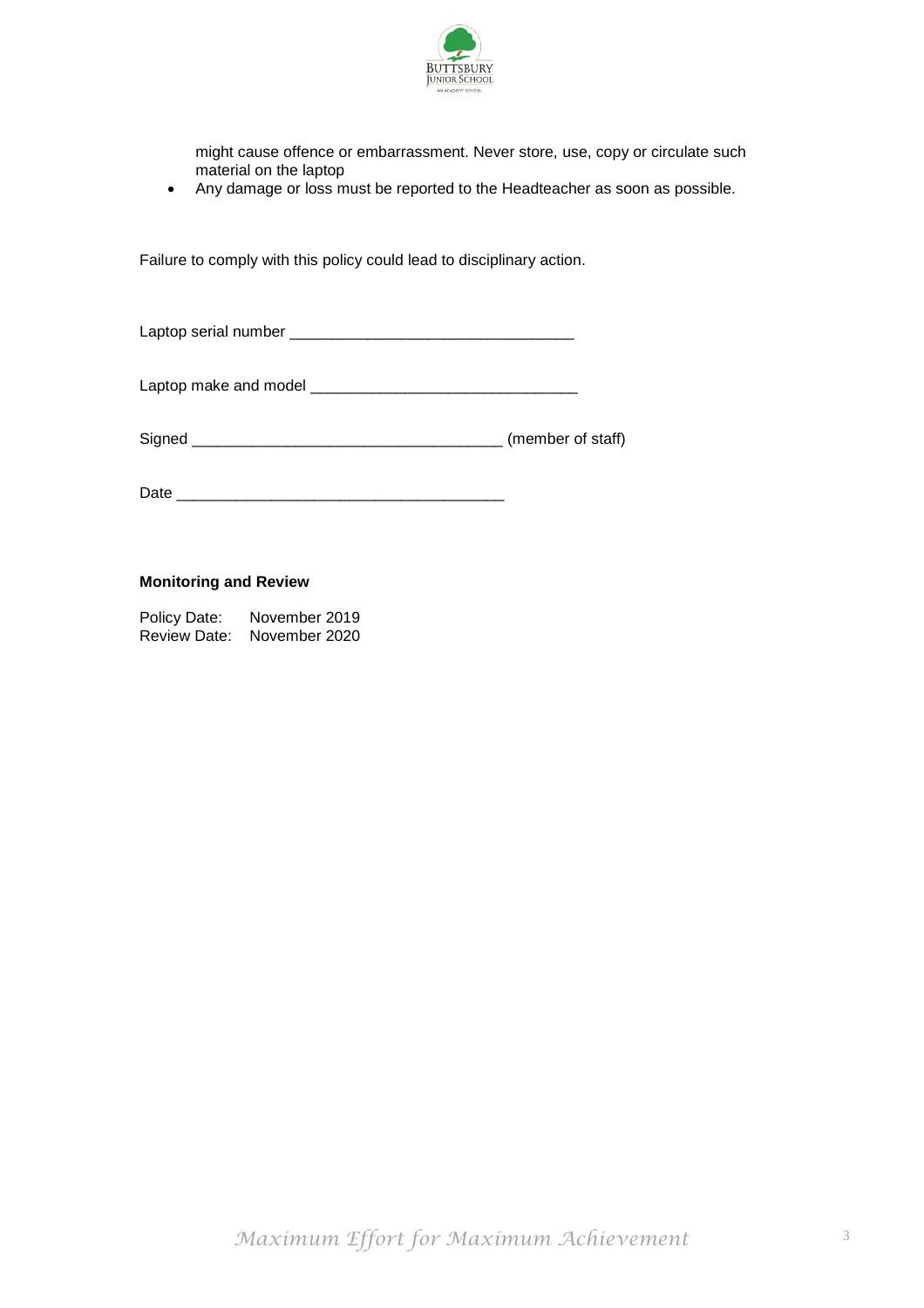might cause offence or embarrassment. Never store, use, copy or circulate such material on the laptop

- Any damage or loss must be reported to the Headteacher as soon as possible.

Failure to comply with this policy could lead to disciplinary action.

Laptop serial number ________________________________

Laptop make and model ______________________________

Signed ___________________________________ (member of staff)

Date _____________________________________

**Monitoring and Review**

Policy Date: November 2019
Review Date: November 2020